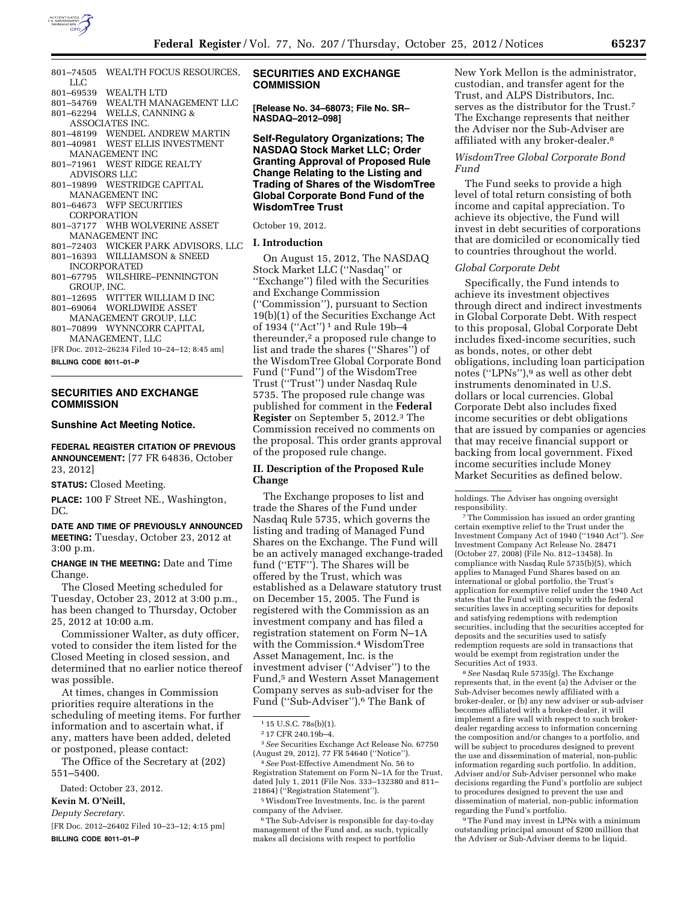801–74505 WEALTH FOCUS RESOURCES, LLC
801–69539 WEALTH LTD
801–54769 WEALTH MANAGEMENT LLC
801–62294 WELLS, CANNING & ASSOCIATES INC.
801–48199 WENDEL ANDREW MARTIN
801–40981 WEST ELLIS INVESTMENT MANAGEMENT INC
801–71961 WEST RIDGE REALTY ADVISORS LLC
801–19899 WESTRIDGE CAPITAL MANAGEMENT INC
801–64673 WFP SECURITIES CORPORATION
801–37177 WHB WOLVERINE ASSET MANAGEMENT INC
801–72403 WICKER PARK ADVISORS, LLC
801–16393 WILLIAMSON & SNEED INCORPORATED
801–67795 WILSHIRE–PENNINGTON GROUP, INC.
801–12695 WITTER WILLIAM D INC
801–69064 WORLDWIDE ASSET MANAGEMENT GROUP, LLC
801–70899 WYNNCORR CAPITAL MANAGEMENT, LLC

[FR Doc. 2012–26234 Filed 10–24–12; 8:45 am]

**BILLING CODE 8011–01–P**

## SECURITIES AND EXCHANGE COMMISSION

### Sunshine Act Meeting Notice.

**FEDERAL REGISTER CITATION OF PREVIOUS ANNOUNCEMENT:** [77 FR 64836, October 23, 2012]

**STATUS:** Closed Meeting.

**PLACE:** 100 F Street NE., Washington, DC.

**DATE AND TIME OF PREVIOUSLY ANNOUNCED MEETING:** Tuesday, October 23, 2012 at 3:00 p.m.

**CHANGE IN THE MEETING:** Date and Time Change.

The Closed Meeting scheduled for Tuesday, October 23, 2012 at 3:00 p.m., has been changed to Thursday, October 25, 2012 at 10:00 a.m.

Commissioner Walter, as duty officer, voted to consider the item listed for the Closed Meeting in closed session, and determined that no earlier notice thereof was possible.

At times, changes in Commission priorities require alterations in the scheduling of meeting items. For further information and to ascertain what, if any, matters have been added, deleted or postponed, please contact:

The Office of the Secretary at (202) 551–5400.

Dated: October 23, 2012.

**Kevin M. O'Neill,**

*Deputy Secretary.*

[FR Doc. 2012–26402 Filed 10–23–12; 4:15 pm]

**BILLING CODE 8011–01–P**

## SECURITIES AND EXCHANGE COMMISSION

**[Release No. 34–68073; File No. SR–NASDAQ–2012–098]**

### Self-Regulatory Organizations; The NASDAQ Stock Market LLC; Order Granting Approval of Proposed Rule Change Relating to the Listing and Trading of Shares of the WisdomTree Global Corporate Bond Fund of the WisdomTree Trust

October 19, 2012.

#### I. Introduction

On August 15, 2012, The NASDAQ Stock Market LLC (''Nasdaq'' or ''Exchange'') filed with the Securities and Exchange Commission (''Commission''), pursuant to Section 19(b)(1) of the Securities Exchange Act of 1934 (''Act'')[1] and Rule 19b–4 thereunder,[2] a proposed rule change to list and trade the shares (''Shares'') of the WisdomTree Global Corporate Bond Fund (''Fund'') of the WisdomTree Trust (''Trust'') under Nasdaq Rule 5735. The proposed rule change was published for comment in the **Federal Register** on September 5, 2012.[3] The Commission received no comments on the proposal. This order grants approval of the proposed rule change.

#### II. Description of the Proposed Rule Change

The Exchange proposes to list and trade the Shares of the Fund under Nasdaq Rule 5735, which governs the listing and trading of Managed Fund Shares on the Exchange. The Fund will be an actively managed exchange-traded fund (''ETF''). The Shares will be offered by the Trust, which was established as a Delaware statutory trust on December 15, 2005. The Fund is registered with the Commission as an investment company and has filed a registration statement on Form N–1A with the Commission.[4] WisdomTree Asset Management, Inc. is the investment adviser (''Adviser'') to the Fund,[5] and Western Asset Management Company serves as sub-adviser for the Fund (''Sub-Adviser'').[6] The Bank of New York Mellon is the administrator, custodian, and transfer agent for the Trust, and ALPS Distributors, Inc. serves as the distributor for the Trust.[7] The Exchange represents that neither the Adviser nor the Sub-Adviser are affiliated with any broker-dealer.[8]

*WisdomTree Global Corporate Bond Fund*

The Fund seeks to provide a high level of total return consisting of both income and capital appreciation. To achieve its objective, the Fund will invest in debt securities of corporations that are domiciled or economically tied to countries throughout the world.

*Global Corporate Debt*

Specifically, the Fund intends to achieve its investment objectives through direct and indirect investments in Global Corporate Debt. With respect to this proposal, Global Corporate Debt includes fixed-income securities, such as bonds, notes, or other debt obligations, including loan participation notes (''LPNs''),[9] as well as other debt instruments denominated in U.S. dollars or local currencies. Global Corporate Debt also includes fixed income securities or debt obligations that are issued by companies or agencies that may receive financial support or backing from local government. Fixed income securities include Money Market Securities as defined below.

---

[1] 15 U.S.C. 78s(b)(1).

[2] 17 CFR 240.19b–4.

[3] *See* Securities Exchange Act Release No. 67750 (August 29, 2012), 77 FR 54640 (''Notice'').

[4] *See* Post-Effective Amendment No. 56 to Registration Statement on Form N–1A for the Trust, dated July 1, 2011 (File Nos. 333–132380 and 811–21864) (''Registration Statement'').

[5] WisdomTree Investments, Inc. is the parent company of the Adviser.

[6] The Sub-Adviser is responsible for day-to-day management of the Fund and, as such, typically makes all decisions with respect to portfolio holdings. The Adviser has ongoing oversight responsibility.

[7] The Commission has issued an order granting certain exemptive relief to the Trust under the Investment Company Act of 1940 (''1940 Act''). *See* Investment Company Act Release No. 28471 (October 27, 2008) (File No. 812–13458). In compliance with Nasdaq Rule 5735(b)(5), which applies to Managed Fund Shares based on an international or global portfolio, the Trust's application for exemptive relief under the 1940 Act states that the Fund will comply with the federal securities laws in accepting securities for deposits and satisfying redemptions with redemption securities, including that the securities accepted for deposits and the securities used to satisfy redemption requests are sold in transactions that would be exempt from registration under the Securities Act of 1933.

[8] *See* Nasdaq Rule 5735(g). The Exchange represents that, in the event (a) the Adviser or the Sub-Adviser becomes newly affiliated with a broker-dealer, or (b) any new adviser or sub-adviser becomes affiliated with a broker-dealer, it will implement a fire wall with respect to such broker-dealer regarding access to information concerning the composition and/or changes to a portfolio, and will be subject to procedures designed to prevent the use and dissemination of material, non-public information regarding such portfolio. In addition, Adviser and/or Sub-Adviser personnel who make decisions regarding the Fund's portfolio are subject to procedures designed to prevent the use and dissemination of material, non-public information regarding the Fund's portfolio.

[9] The Fund may invest in LPNs with a minimum outstanding principal amount of $200 million that the Adviser or Sub-Adviser deems to be liquid.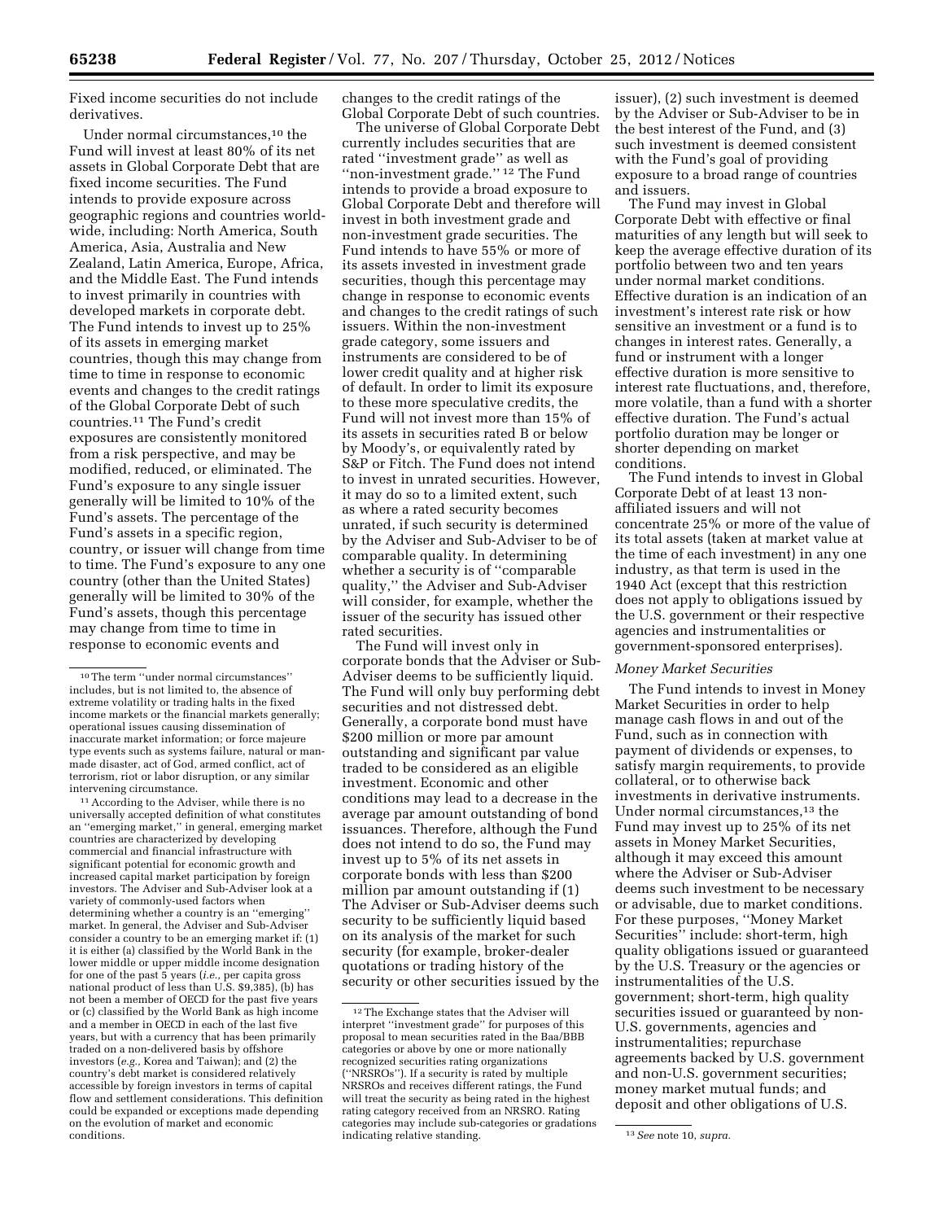Fixed income securities do not include derivatives.

Under normal circumstances,[10] the Fund will invest at least 80% of its net assets in Global Corporate Debt that are fixed income securities. The Fund intends to provide exposure across geographic regions and countries worldwide, including: North America, South America, Asia, Australia and New Zealand, Latin America, Europe, Africa, and the Middle East. The Fund intends to invest primarily in countries with developed markets in corporate debt. The Fund intends to invest up to 25% of its assets in emerging market countries, though this may change from time to time in response to economic events and changes to the credit ratings of the Global Corporate Debt of such countries.[11] The Fund's credit exposures are consistently monitored from a risk perspective, and may be modified, reduced, or eliminated. The Fund's exposure to any single issuer generally will be limited to 10% of the Fund's assets. The percentage of the Fund's assets in a specific region, country, or issuer will change from time to time. The Fund's exposure to any one country (other than the United States) generally will be limited to 30% of the Fund's assets, though this percentage may change from time to time in response to economic events and changes to the credit ratings of the Global Corporate Debt of such countries.

The universe of Global Corporate Debt currently includes securities that are rated "investment grade" as well as "non-investment grade." [12] The Fund intends to provide a broad exposure to Global Corporate Debt and therefore will invest in both investment grade and non-investment grade securities. The Fund intends to have 55% or more of its assets invested in investment grade securities, though this percentage may change in response to economic events and changes to the credit ratings of such issuers. Within the non-investment grade category, some issuers and instruments are considered to be of lower credit quality and at higher risk of default. In order to limit its exposure to these more speculative credits, the Fund will not invest more than 15% of its assets in securities rated B or below by Moody's, or equivalently rated by S&P or Fitch. The Fund does not intend to invest in unrated securities. However, it may do so to a limited extent, such as where a rated security becomes unrated, if such security is determined by the Adviser and Sub-Adviser to be of comparable quality. In determining whether a security is of "comparable quality," the Adviser and Sub-Adviser will consider, for example, whether the issuer of the security has issued other rated securities.

The Fund will invest only in corporate bonds that the Adviser or Sub-Adviser deems to be sufficiently liquid. The Fund will only buy performing debt securities and not distressed debt. Generally, a corporate bond must have $200 million or more par amount outstanding and significant par value traded to be considered as an eligible investment. Economic and other conditions may lead to a decrease in the average par amount outstanding of bond issuances. Therefore, although the Fund does not intend to do so, the Fund may invest up to 5% of its net assets in corporate bonds with less than $200 million par amount outstanding if (1) The Adviser or Sub-Adviser deems such security to be sufficiently liquid based on its analysis of the market for such security (for example, broker-dealer quotations or trading history of the security or other securities issued by the issuer), (2) such investment is deemed by the Adviser or Sub-Adviser to be in the best interest of the Fund, and (3) such investment is deemed consistent with the Fund's goal of providing exposure to a broad range of countries and issuers.

The Fund may invest in Global Corporate Debt with effective or final maturities of any length but will seek to keep the average effective duration of its portfolio between two and ten years under normal market conditions. Effective duration is an indication of an investment's interest rate risk or how sensitive an investment or a fund is to changes in interest rates. Generally, a fund or instrument with a longer effective duration is more sensitive to interest rate fluctuations, and, therefore, more volatile, than a fund with a shorter effective duration. The Fund's actual portfolio duration may be longer or shorter depending on market conditions.

The Fund intends to invest in Global Corporate Debt of at least 13 non-affiliated issuers and will not concentrate 25% or more of the value of its total assets (taken at market value at the time of each investment) in any one industry, as that term is used in the 1940 Act (except that this restriction does not apply to obligations issued by the U.S. government or their respective agencies and instrumentalities or government-sponsored enterprises).

*Money Market Securities*

The Fund intends to invest in Money Market Securities in order to help manage cash flows in and out of the Fund, such as in connection with payment of dividends or expenses, to satisfy margin requirements, to provide collateral, or to otherwise back investments in derivative instruments. Under normal circumstances,[13] the Fund may invest up to 25% of its net assets in Money Market Securities, although it may exceed this amount where the Adviser or Sub-Adviser deems such investment to be necessary or advisable, due to market conditions. For these purposes, "Money Market Securities" include: short-term, high quality obligations issued or guaranteed by the U.S. Treasury or the agencies or instrumentalities of the U.S. government; short-term, high quality securities issued or guaranteed by non-U.S. governments, agencies and instrumentalities; repurchase agreements backed by U.S. government and non-U.S. government securities; money market mutual funds; and deposit and other obligations of U.S.

[10] The term "under normal circumstances" includes, but is not limited to, the absence of extreme volatility or trading halts in the fixed income markets or the financial markets generally; operational issues causing dissemination of inaccurate market information; or force majeure type events such as systems failure, natural or man-made disaster, act of God, armed conflict, act of terrorism, riot or labor disruption, or any similar intervening circumstance.

[11] According to the Adviser, while there is no universally accepted definition of what constitutes an "emerging market," in general, emerging market countries are characterized by developing commercial and financial infrastructure with significant potential for economic growth and increased capital market participation by foreign investors. The Adviser and Sub-Adviser look at a variety of commonly-used factors when determining whether a country is an "emerging" market. In general, the Adviser and Sub-Adviser consider a country to be an emerging market if: (1) it is either (a) classified by the World Bank in the lower middle or upper middle income designation for one of the past 5 years (*i.e.,* per capita gross national product of less than U.S. $9,385), (b) has not been a member of OECD for the past five years or (c) classified by the World Bank as high income and a member in OECD in each of the last five years, but with a currency that has been primarily traded on a non-delivered basis by offshore investors (*e.g.,* Korea and Taiwan); and (2) the country's debt market is considered relatively accessible by foreign investors in terms of capital flow and settlement considerations. This definition could be expanded or exceptions made depending on the evolution of market and economic conditions.

[12] The Exchange states that the Adviser will interpret "investment grade" for purposes of this proposal to mean securities rated in the Baa/BBB categories or above by one or more nationally recognized securities rating organizations ("NRSROs"). If a security is rated by multiple NRSROs and receives different ratings, the Fund will treat the security as being rated in the highest rating category received from an NRSRO. Rating categories may include sub-categories or gradations indicating relative standing.

[13] *See* note 10, *supra.*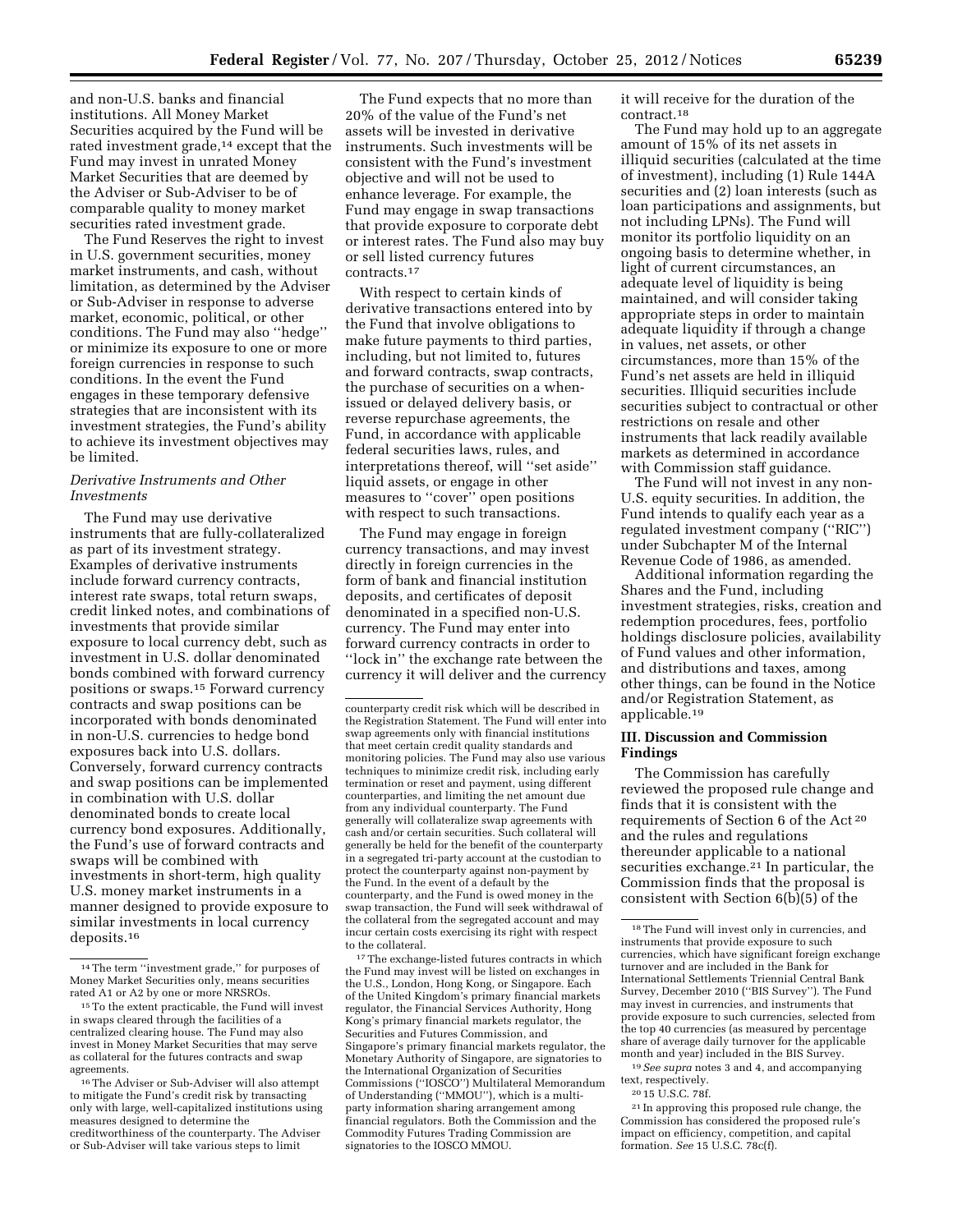and non-U.S. banks and financial institutions. All Money Market Securities acquired by the Fund will be rated investment grade,[14] except that the Fund may invest in unrated Money Market Securities that are deemed by the Adviser or Sub-Adviser to be of comparable quality to money market securities rated investment grade.

The Fund Reserves the right to invest in U.S. government securities, money market instruments, and cash, without limitation, as determined by the Adviser or Sub-Adviser in response to adverse market, economic, political, or other conditions. The Fund may also ''hedge'' or minimize its exposure to one or more foreign currencies in response to such conditions. In the event the Fund engages in these temporary defensive strategies that are inconsistent with its investment strategies, the Fund's ability to achieve its investment objectives may be limited.

*Derivative Instruments and Other Investments*

The Fund may use derivative instruments that are fully-collateralized as part of its investment strategy. Examples of derivative instruments include forward currency contracts, interest rate swaps, total return swaps, credit linked notes, and combinations of investments that provide similar exposure to local currency debt, such as investment in U.S. dollar denominated bonds combined with forward currency positions or swaps.[15] Forward currency contracts and swap positions can be incorporated with bonds denominated in non-U.S. currencies to hedge bond exposures back into U.S. dollars. Conversely, forward currency contracts and swap positions can be implemented in combination with U.S. dollar denominated bonds to create local currency bond exposures. Additionally, the Fund's use of forward contracts and swaps will be combined with investments in short-term, high quality U.S. money market instruments in a manner designed to provide exposure to similar investments in local currency deposits.[16]

The Fund expects that no more than 20% of the value of the Fund's net assets will be invested in derivative instruments. Such investments will be consistent with the Fund's investment objective and will not be used to enhance leverage. For example, the Fund may engage in swap transactions that provide exposure to corporate debt or interest rates. The Fund also may buy or sell listed currency futures contracts.[17]

With respect to certain kinds of derivative transactions entered into by the Fund that involve obligations to make future payments to third parties, including, but not limited to, futures and forward contracts, swap contracts, the purchase of securities on a when-issued or delayed delivery basis, or reverse repurchase agreements, the Fund, in accordance with applicable federal securities laws, rules, and interpretations thereof, will ''set aside'' liquid assets, or engage in other measures to ''cover'' open positions with respect to such transactions.

The Fund may engage in foreign currency transactions, and may invest directly in foreign currencies in the form of bank and financial institution deposits, and certificates of deposit denominated in a specified non-U.S. currency. The Fund may enter into forward currency contracts in order to ''lock in'' the exchange rate between the currency it will deliver and the currency it will receive for the duration of the contract.[18]

The Fund may hold up to an aggregate amount of 15% of its net assets in illiquid securities (calculated at the time of investment), including (1) Rule 144A securities and (2) loan interests (such as loan participations and assignments, but not including LPNs). The Fund will monitor its portfolio liquidity on an ongoing basis to determine whether, in light of current circumstances, an adequate level of liquidity is being maintained, and will consider taking appropriate steps in order to maintain adequate liquidity if through a change in values, net assets, or other circumstances, more than 15% of the Fund's net assets are held in illiquid securities. Illiquid securities include securities subject to contractual or other restrictions on resale and other instruments that lack readily available markets as determined in accordance with Commission staff guidance.

The Fund will not invest in any non-U.S. equity securities. In addition, the Fund intends to qualify each year as a regulated investment company (''RIC'') under Subchapter M of the Internal Revenue Code of 1986, as amended.

Additional information regarding the Shares and the Fund, including investment strategies, risks, creation and redemption procedures, fees, portfolio holdings disclosure policies, availability of Fund values and other information, and distributions and taxes, among other things, can be found in the Notice and/or Registration Statement, as applicable.[19]

## III. Discussion and Commission Findings

The Commission has carefully reviewed the proposed rule change and finds that it is consistent with the requirements of Section 6 of the Act[20] and the rules and regulations thereunder applicable to a national securities exchange.[21] In particular, the Commission finds that the proposal is consistent with Section 6(b)(5) of the

---

[14] The term ''investment grade,'' for purposes of Money Market Securities only, means securities rated A1 or A2 by one or more NRSROs.

[15] To the extent practicable, the Fund will invest in swaps cleared through the facilities of a centralized clearing house. The Fund may also invest in Money Market Securities that may serve as collateral for the futures contracts and swap agreements.

[16] The Adviser or Sub-Adviser will also attempt to mitigate the Fund's credit risk by transacting only with large, well-capitalized institutions using measures designed to determine the creditworthiness of the counterparty. The Adviser or Sub-Adviser will take various steps to limit counterparty credit risk which will be described in the Registration Statement. The Fund will enter into swap agreements only with financial institutions that meet certain credit quality standards and monitoring policies. The Fund may also use various techniques to minimize credit risk, including early termination or reset and payment, using different counterparties, and limiting the net amount due from any individual counterparty. The Fund generally will collateralize swap agreements with cash and/or certain securities. Such collateral will generally be held for the benefit of the counterparty in a segregated tri-party account at the custodian to protect the counterparty against non-payment by the Fund. In the event of a default by the counterparty, and the Fund is owed money in the swap transaction, the Fund will seek withdrawal of the collateral from the segregated account and may incur certain costs exercising its right with respect to the collateral.

[17] The exchange-listed futures contracts in which the Fund may invest will be listed on exchanges in the U.S., London, Hong Kong, or Singapore. Each of the United Kingdom's primary financial markets regulator, the Financial Services Authority, Hong Kong's primary financial markets regulator, the Securities and Futures Commission, and Singapore's primary financial markets regulator, the Monetary Authority of Singapore, are signatories to the International Organization of Securities Commissions (''IOSCO'') Multilateral Memorandum of Understanding (''MMOU''), which is a multi-party information sharing arrangement among financial regulators. Both the Commission and the Commodity Futures Trading Commission are signatories to the IOSCO MMOU.

[18] The Fund will invest only in currencies, and instruments that provide exposure to such currencies, which have significant foreign exchange turnover and are included in the Bank for International Settlements Triennial Central Bank Survey, December 2010 (''BIS Survey''). The Fund may invest in currencies, and instruments that provide exposure to such currencies, selected from the top 40 currencies (as measured by percentage share of average daily turnover for the applicable month and year) included in the BIS Survey.

[19] *See supra* notes 3 and 4, and accompanying text, respectively.

[20] 15 U.S.C. 78f.

[21] In approving this proposed rule change, the Commission has considered the proposed rule's impact on efficiency, competition, and capital formation. *See* 15 U.S.C. 78c(f).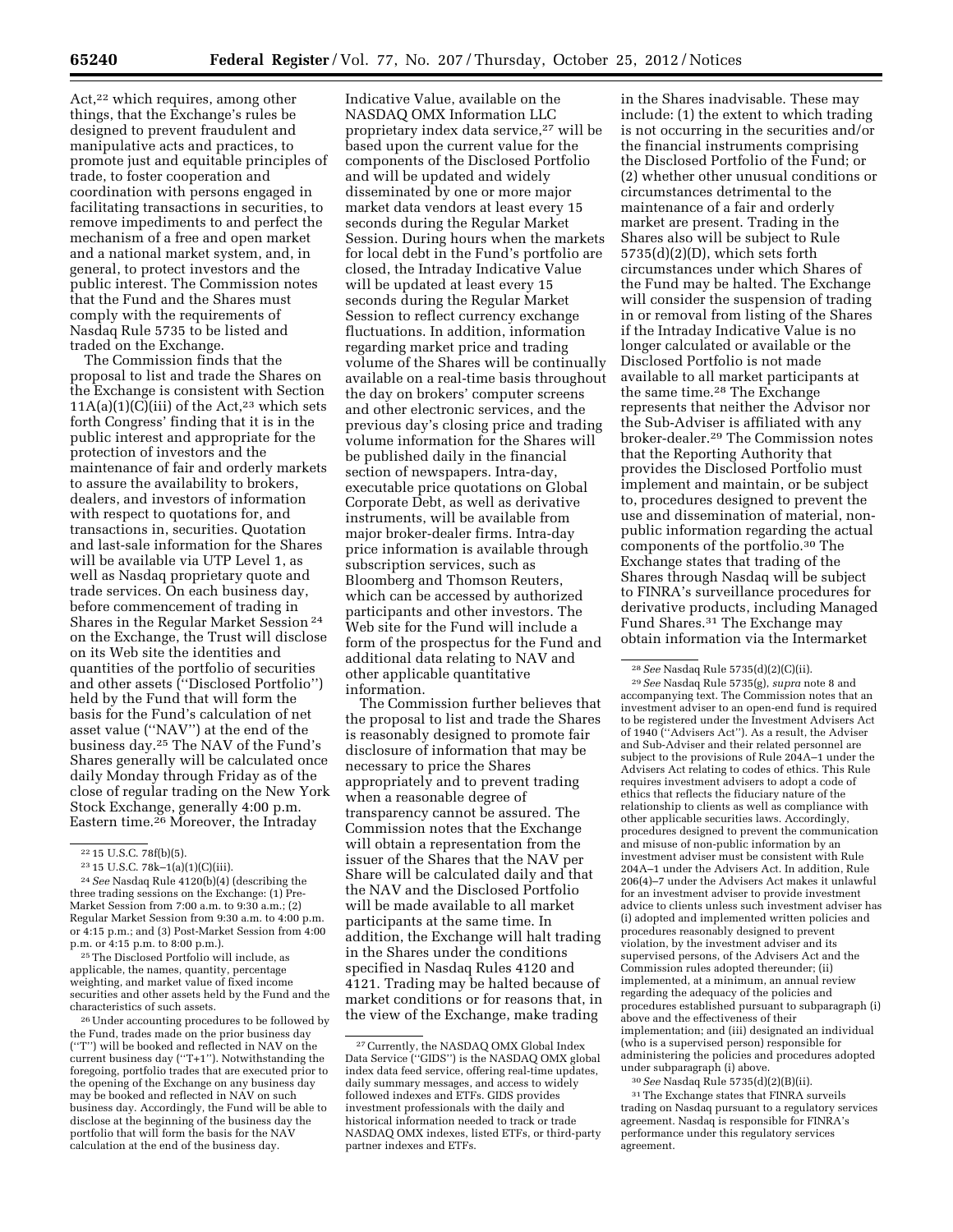Act,[22] which requires, among other things, that the Exchange's rules be designed to prevent fraudulent and manipulative acts and practices, to promote just and equitable principles of trade, to foster cooperation and coordination with persons engaged in facilitating transactions in securities, to remove impediments to and perfect the mechanism of a free and open market and a national market system, and, in general, to protect investors and the public interest. The Commission notes that the Fund and the Shares must comply with the requirements of Nasdaq Rule 5735 to be listed and traded on the Exchange.

The Commission finds that the proposal to list and trade the Shares on the Exchange is consistent with Section 11A(a)(1)(C)(iii) of the Act,[23] which sets forth Congress' finding that it is in the public interest and appropriate for the protection of investors and the maintenance of fair and orderly markets to assure the availability to brokers, dealers, and investors of information with respect to quotations for, and transactions in, securities. Quotation and last-sale information for the Shares will be available via UTP Level 1, as well as Nasdaq proprietary quote and trade services. On each business day, before commencement of trading in Shares in the Regular Market Session[24] on the Exchange, the Trust will disclose on its Web site the identities and quantities of the portfolio of securities and other assets (''Disclosed Portfolio'') held by the Fund that will form the basis for the Fund's calculation of net asset value (''NAV'') at the end of the business day.[25] The NAV of the Fund's Shares generally will be calculated once daily Monday through Friday as of the close of regular trading on the New York Stock Exchange, generally 4:00 p.m. Eastern time.[26] Moreover, the Intraday Indicative Value, available on the NASDAQ OMX Information LLC proprietary index data service,[27] will be based upon the current value for the components of the Disclosed Portfolio and will be updated and widely disseminated by one or more major market data vendors at least every 15 seconds during the Regular Market Session. During hours when the markets for local debt in the Fund's portfolio are closed, the Intraday Indicative Value will be updated at least every 15 seconds during the Regular Market Session to reflect currency exchange fluctuations. In addition, information regarding market price and trading volume of the Shares will be continually available on a real-time basis throughout the day on brokers' computer screens and other electronic services, and the previous day's closing price and trading volume information for the Shares will be published daily in the financial section of newspapers. Intra-day, executable price quotations on Global Corporate Debt, as well as derivative instruments, will be available from major broker-dealer firms. Intra-day price information is available through subscription services, such as Bloomberg and Thomson Reuters, which can be accessed by authorized participants and other investors. The Web site for the Fund will include a form of the prospectus for the Fund and additional data relating to NAV and other applicable quantitative information.

The Commission further believes that the proposal to list and trade the Shares is reasonably designed to promote fair disclosure of information that may be necessary to price the Shares appropriately and to prevent trading when a reasonable degree of transparency cannot be assured. The Commission notes that the Exchange will obtain a representation from the issuer of the Shares that the NAV per Share will be calculated daily and that the NAV and the Disclosed Portfolio will be made available to all market participants at the same time. In addition, the Exchange will halt trading in the Shares under the conditions specified in Nasdaq Rules 4120 and 4121. Trading may be halted because of market conditions or for reasons that, in the view of the Exchange, make trading in the Shares inadvisable. These may include: (1) the extent to which trading is not occurring in the securities and/or the financial instruments comprising the Disclosed Portfolio of the Fund; or (2) whether other unusual conditions or circumstances detrimental to the maintenance of a fair and orderly market are present. Trading in the Shares also will be subject to Rule 5735(d)(2)(D), which sets forth circumstances under which Shares of the Fund may be halted. The Exchange will consider the suspension of trading in or removal from listing of the Shares if the Intraday Indicative Value is no longer calculated or available or the Disclosed Portfolio is not made available to all market participants at the same time.[28] The Exchange represents that neither the Advisor nor the Sub-Adviser is affiliated with any broker-dealer.[29] The Commission notes that the Reporting Authority that provides the Disclosed Portfolio must implement and maintain, or be subject to, procedures designed to prevent the use and dissemination of material, non-public information regarding the actual components of the portfolio.[30] The Exchange states that trading of the Shares through Nasdaq will be subject to FINRA's surveillance procedures for derivative products, including Managed Fund Shares.[31] The Exchange may obtain information via the Intermarket

---

[22] 15 U.S.C. 78f(b)(5).

[23] 15 U.S.C. 78k–1(a)(1)(C)(iii).

[24] *See* Nasdaq Rule 4120(b)(4) (describing the three trading sessions on the Exchange: (1) Pre-Market Session from 7:00 a.m. to 9:30 a.m.; (2) Regular Market Session from 9:30 a.m. to 4:00 p.m. or 4:15 p.m.; and (3) Post-Market Session from 4:00 p.m. or 4:15 p.m. to 8:00 p.m.).

[25] The Disclosed Portfolio will include, as applicable, the names, quantity, percentage weighting, and market value of fixed income securities and other assets held by the Fund and the characteristics of such assets.

[26] Under accounting procedures to be followed by the Fund, trades made on the prior business day (''T'') will be booked and reflected in NAV on the current business day (''T+1''). Notwithstanding the foregoing, portfolio trades that are executed prior to the opening of the Exchange on any business day may be booked and reflected in NAV on such business day. Accordingly, the Fund will be able to disclose at the beginning of the business day the portfolio that will form the basis for the NAV calculation at the end of the business day.

[27] Currently, the NASDAQ OMX Global Index Data Service (''GIDS'') is the NASDAQ OMX global index data feed service, offering real-time updates, daily summary messages, and access to widely followed indexes and ETFs. GIDS provides investment professionals with the daily and historical information needed to track or trade NASDAQ OMX indexes, listed ETFs, or third-party partner indexes and ETFs.

[28] *See* Nasdaq Rule 5735(d)(2)(C)(ii).

[29] *See* Nasdaq Rule 5735(g), *supra* note 8 and accompanying text. The Commission notes that an investment adviser to an open-end fund is required to be registered under the Investment Advisers Act of 1940 (''Advisers Act''). As a result, the Adviser and Sub-Adviser and their related personnel are subject to the provisions of Rule 204A–1 under the Advisers Act relating to codes of ethics. This Rule requires investment advisers to adopt a code of ethics that reflects the fiduciary nature of the relationship to clients as well as compliance with other applicable securities laws. Accordingly, procedures designed to prevent the communication and misuse of non-public information by an investment adviser must be consistent with Rule 204A–1 under the Advisers Act. In addition, Rule 206(4)–7 under the Advisers Act makes it unlawful for an investment adviser to provide investment advice to clients unless such investment adviser has (i) adopted and implemented written policies and procedures reasonably designed to prevent violation, by the investment adviser and its supervised persons, of the Advisers Act and the Commission rules adopted thereunder; (ii) implemented, at a minimum, an annual review regarding the adequacy of the policies and procedures established pursuant to subparagraph (i) above and the effectiveness of their implementation; and (iii) designated an individual (who is a supervised person) responsible for administering the policies and procedures adopted under subparagraph (i) above.

[30] *See* Nasdaq Rule 5735(d)(2)(B)(ii).

[31] The Exchange states that FINRA surveils trading on Nasdaq pursuant to a regulatory services agreement. Nasdaq is responsible for FINRA's performance under this regulatory services agreement.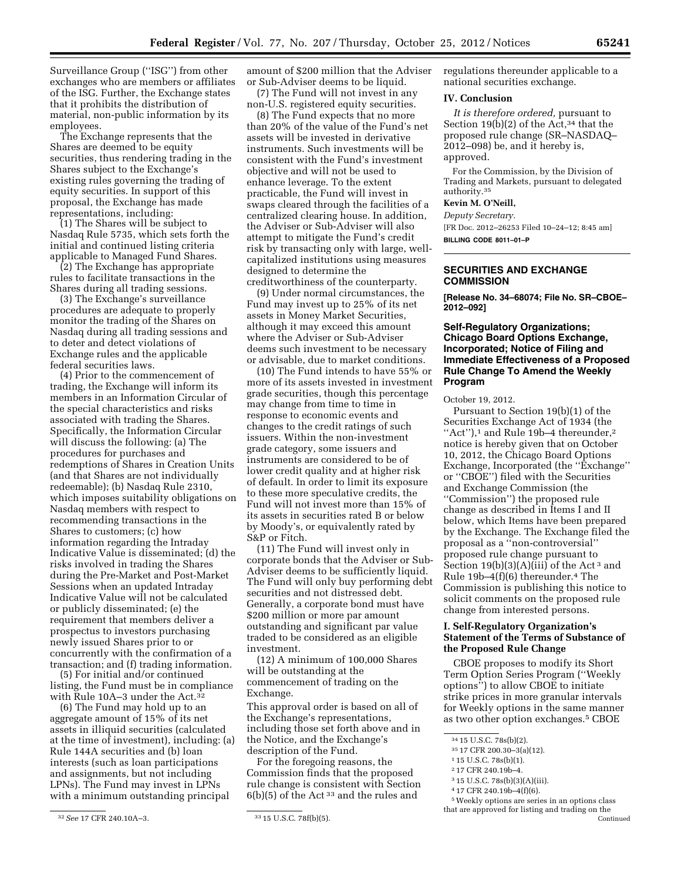Surveillance Group (''ISG'') from other exchanges who are members or affiliates of the ISG. Further, the Exchange states that it prohibits the distribution of material, non-public information by its employees.

The Exchange represents that the Shares are deemed to be equity securities, thus rendering trading in the Shares subject to the Exchange's existing rules governing the trading of equity securities. In support of this proposal, the Exchange has made representations, including:

(1) The Shares will be subject to Nasdaq Rule 5735, which sets forth the initial and continued listing criteria applicable to Managed Fund Shares.

(2) The Exchange has appropriate rules to facilitate transactions in the Shares during all trading sessions.

(3) The Exchange's surveillance procedures are adequate to properly monitor the trading of the Shares on Nasdaq during all trading sessions and to deter and detect violations of Exchange rules and the applicable federal securities laws.

(4) Prior to the commencement of trading, the Exchange will inform its members in an Information Circular of the special characteristics and risks associated with trading the Shares. Specifically, the Information Circular will discuss the following: (a) The procedures for purchases and redemptions of Shares in Creation Units (and that Shares are not individually redeemable); (b) Nasdaq Rule 2310, which imposes suitability obligations on Nasdaq members with respect to recommending transactions in the Shares to customers; (c) how information regarding the Intraday Indicative Value is disseminated; (d) the risks involved in trading the Shares during the Pre-Market and Post-Market Sessions when an updated Intraday Indicative Value will not be calculated or publicly disseminated; (e) the requirement that members deliver a prospectus to investors purchasing newly issued Shares prior to or concurrently with the confirmation of a transaction; and (f) trading information.

(5) For initial and/or continued listing, the Fund must be in compliance with Rule 10A–3 under the Act.[32]

(6) The Fund may hold up to an aggregate amount of 15% of its net assets in illiquid securities (calculated at the time of investment), including: (a) Rule 144A securities and (b) loan interests (such as loan participations and assignments, but not including LPNs). The Fund may invest in LPNs with a minimum outstanding principal amount of $200 million that the Adviser or Sub-Adviser deems to be liquid.

(7) The Fund will not invest in any non-U.S. registered equity securities.

(8) The Fund expects that no more than 20% of the value of the Fund's net assets will be invested in derivative instruments. Such investments will be consistent with the Fund's investment objective and will not be used to enhance leverage. To the extent practicable, the Fund will invest in swaps cleared through the facilities of a centralized clearing house. In addition, the Adviser or Sub-Adviser will also attempt to mitigate the Fund's credit risk by transacting only with large, well-capitalized institutions using measures designed to determine the creditworthiness of the counterparty.

(9) Under normal circumstances, the Fund may invest up to 25% of its net assets in Money Market Securities, although it may exceed this amount where the Adviser or Sub-Adviser deems such investment to be necessary or advisable, due to market conditions.

(10) The Fund intends to have 55% or more of its assets invested in investment grade securities, though this percentage may change from time to time in response to economic events and changes to the credit ratings of such issuers. Within the non-investment grade category, some issuers and instruments are considered to be of lower credit quality and at higher risk of default. In order to limit its exposure to these more speculative credits, the Fund will not invest more than 15% of its assets in securities rated B or below by Moody's, or equivalently rated by S&P or Fitch.

(11) The Fund will invest only in corporate bonds that the Adviser or Sub-Adviser deems to be sufficiently liquid. The Fund will only buy performing debt securities and not distressed debt. Generally, a corporate bond must have $200 million or more par amount outstanding and significant par value traded to be considered as an eligible investment.

(12) A minimum of 100,000 Shares will be outstanding at the commencement of trading on the Exchange.

This approval order is based on all of the Exchange's representations, including those set forth above and in the Notice, and the Exchange's description of the Fund.

For the foregoing reasons, the Commission finds that the proposed rule change is consistent with Section 6(b)(5) of the Act[33] and the rules and regulations thereunder applicable to a national securities exchange.

## IV. Conclusion

*It is therefore ordered,* pursuant to Section 19(b)(2) of the Act,[34] that the proposed rule change (SR–NASDAQ–2012–098) be, and it hereby is, approved.

For the Commission, by the Division of Trading and Markets, pursuant to delegated authority.[35]

**Kevin M. O'Neill,**

*Deputy Secretary.*

[FR Doc. 2012–26253 Filed 10–24–12; 8:45 am]

**BILLING CODE 8011–01–P**

---

## SECURITIES AND EXCHANGE COMMISSION

**[Release No. 34–68074; File No. SR–CBOE–2012–092]**

## Self-Regulatory Organizations; Chicago Board Options Exchange, Incorporated; Notice of Filing and Immediate Effectiveness of a Proposed Rule Change To Amend the Weekly Program

October 19, 2012.

Pursuant to Section 19(b)(1) of the Securities Exchange Act of 1934 (the ''Act''),[1] and Rule 19b–4 thereunder,[2] notice is hereby given that on October 10, 2012, the Chicago Board Options Exchange, Incorporated (the ''Exchange'' or ''CBOE'') filed with the Securities and Exchange Commission (the ''Commission'') the proposed rule change as described in Items I and II below, which Items have been prepared by the Exchange. The Exchange filed the proposal as a ''non-controversial'' proposed rule change pursuant to Section 19(b)(3)(A)(iii) of the Act[3] and Rule 19b–4(f)(6) thereunder.[4] The Commission is publishing this notice to solicit comments on the proposed rule change from interested persons.

## I. Self-Regulatory Organization's Statement of the Terms of Substance of the Proposed Rule Change

CBOE proposes to modify its Short Term Option Series Program (''Weekly options'') to allow CBOE to initiate strike prices in more granular intervals for Weekly options in the same manner as two other option exchanges.[5] CBOE

---

[32] *See* 17 CFR 240.10A–3.

[33] 15 U.S.C. 78f(b)(5).

[34] 15 U.S.C. 78s(b)(2).

[35] 17 CFR 200.30–3(a)(12).

[1] 15 U.S.C. 78s(b)(1).

[2] 17 CFR 240.19b–4.

[3] 15 U.S.C. 78s(b)(3)(A)(iii).

[4] 17 CFR 240.19b–4(f)(6).

[5] Weekly options are series in an options class that are approved for listing and trading on the

Continued